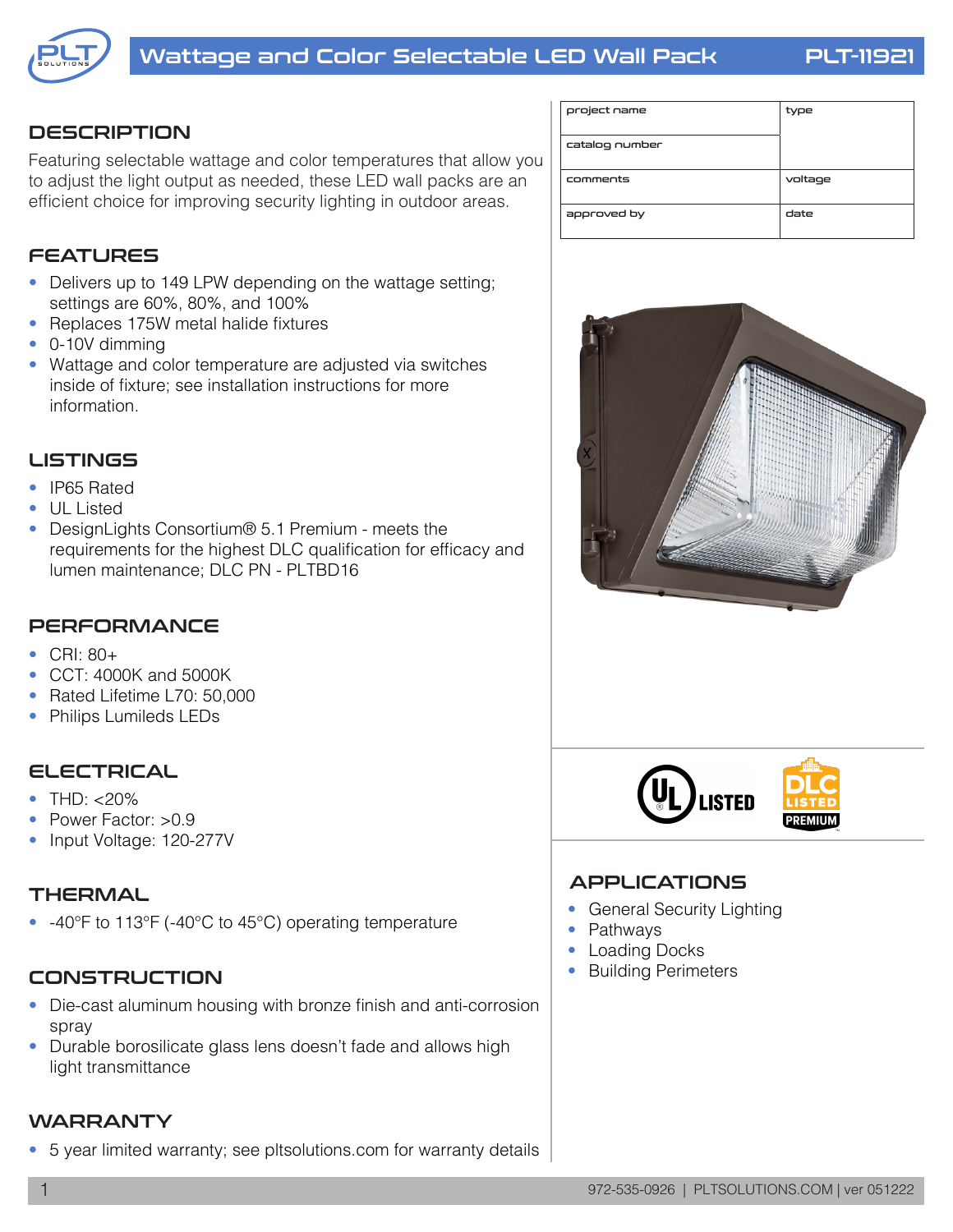# Wattage and Color Selectable LED Wall Pack

PLT-11921

| project name | type |
|---|---|
| catalog number | |
| comments | voltage |
| approved by | date |

## DESCRIPTION

Featuring selectable wattage and color temperatures that allow you to adjust the light output as needed, these LED wall packs are an efficient choice for improving security lighting in outdoor areas.

## FEATURES

- Delivers up to 149 LPW depending on the wattage setting; settings are 60%, 80%, and 100%
- Replaces 175W metal halide fixtures
- 0-10V dimming
- Wattage and color temperature are adjusted via switches inside of fixture; see installation instructions for more information.

## LISTINGS

- IP65 Rated
- UL Listed
- DesignLights Consortium® 5.1 Premium - meets the requirements for the highest DLC qualification for efficacy and lumen maintenance; DLC PN - PLTBD16

## PERFORMANCE

- CRI: 80+
- CCT: 4000K and 5000K
- Rated Lifetime L70: 50,000
- Philips Lumileds LEDs

## ELECTRICAL

- THD: <20%
- Power Factor: >0.9
- Input Voltage: 120-277V

## THERMAL

- -40°F to 113°F (-40°C to 45°C) operating temperature

## CONSTRUCTION

- Die-cast aluminum housing with bronze finish and anti-corrosion spray
- Durable borosilicate glass lens doesn't fade and allows high light transmittance

## WARRANTY

- 5 year limited warranty; see pltsolutions.com for warranty details

## APPLICATIONS

- General Security Lighting
- Pathways
- Loading Docks
- Building Perimeters

972-535-0926 | PLTSOLUTIONS.COM | ver 051222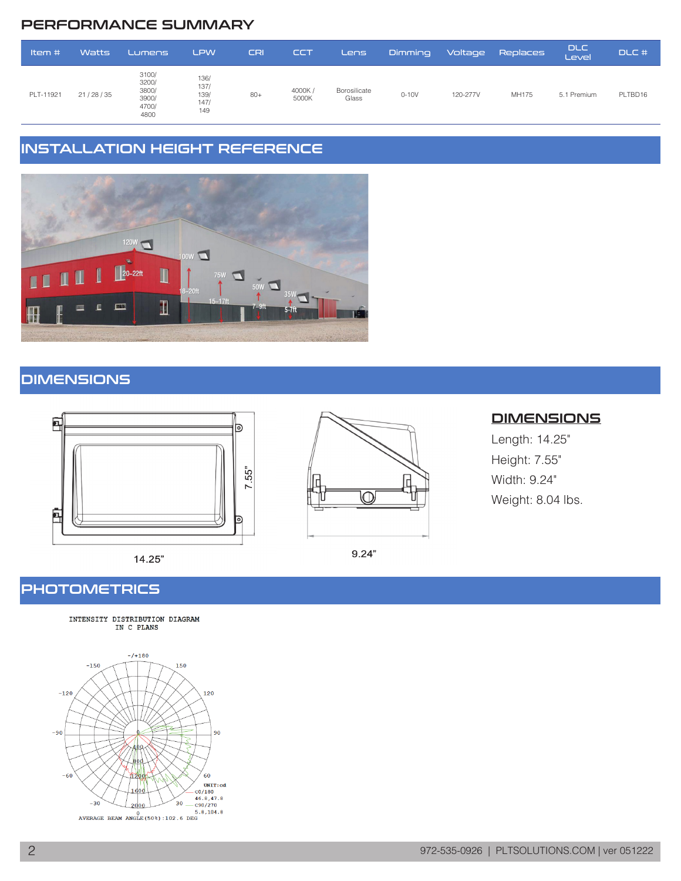## PERFORMANCE SUMMARY

| Item # | Watts | Lumens | LPW | CRI | CCT | Lens | Dimming | Voltage | Replaces | DLC Level | DLC # |
|---|---|---|---|---|---|---|---|---|---|---|---|
| PLT-11921 | 21 / 28 / 35 | 3100/ 3200/ 3800/ 3900/ 4700/ 4800 | 136/ 137/ 139/ 147/ 149 | 80+ | 4000K / 5000K | Borosilicate Glass | 0-10V | 120-277V | MH175 | 5.1 Premium | PLTBD16 |

## INSTALLATION HEIGHT REFERENCE

120W
20-22ft
100W
18-20ft
75W
15-17ft
50W
7-9ft
35W
5-7ft

## DIMENSIONS

14.25"
7.55"
9.24"

### DIMENSIONS

Length: 14.25"
Height: 7.55"
Width: 9.24"
Weight: 8.04 lbs.

## PHOTOMETRICS

INTENSITY DISTRIBUTION DIAGRAM
IN C PLANS

-/+180
-150
150
-120
120
-90
90
-60
60
-30
30
0
400
800
1200
1600
2000

UNIT:cd
C0/180
46.8,47.8
C90/270
5.8,104.8

AVERAGE BEAM ANGLE(50%):102.6 DEG

972-535-0926 | PLTSOLUTIONS.COM | ver 051222